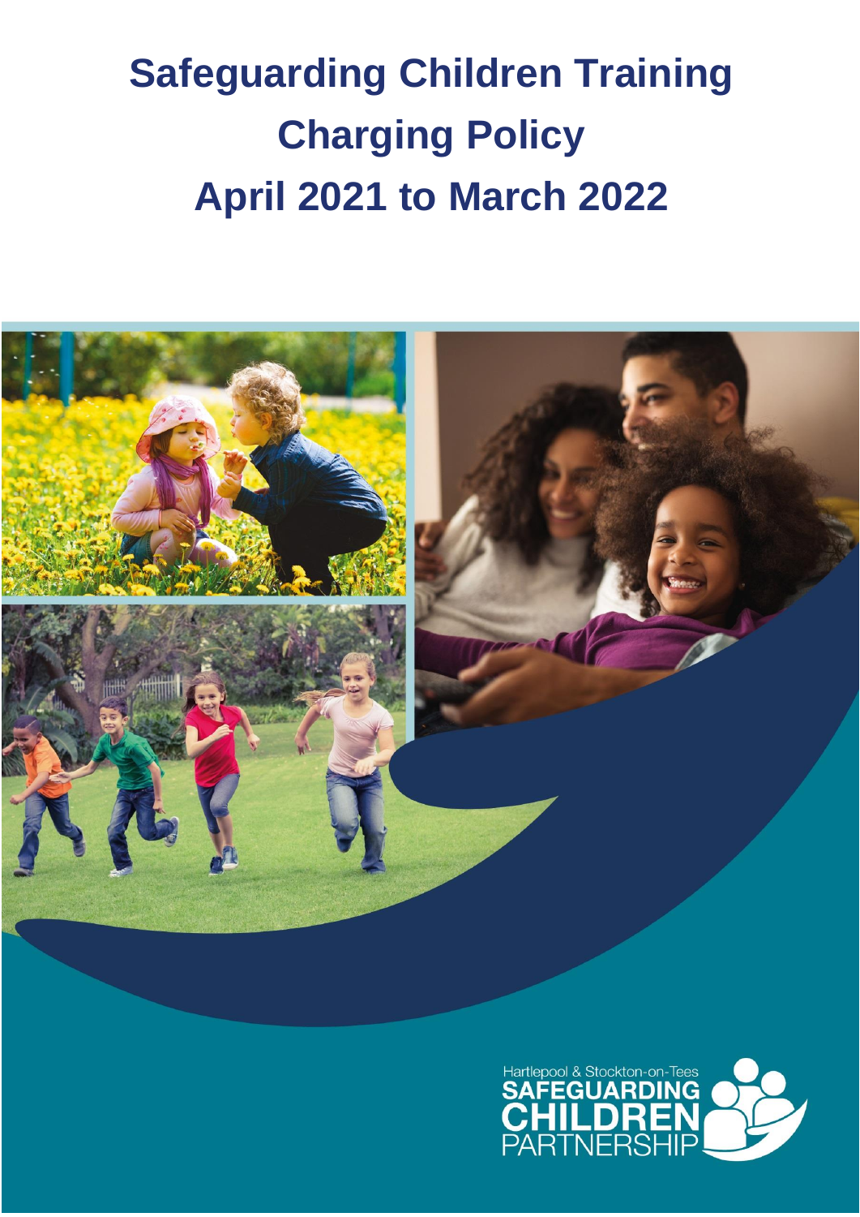# Safeguarding Children Training Charging Policy April 2021 to March 2022

Hartlepool & Stockton-on-Tees
SAFEGUARDING
CHILDREN
PARTNERSHIP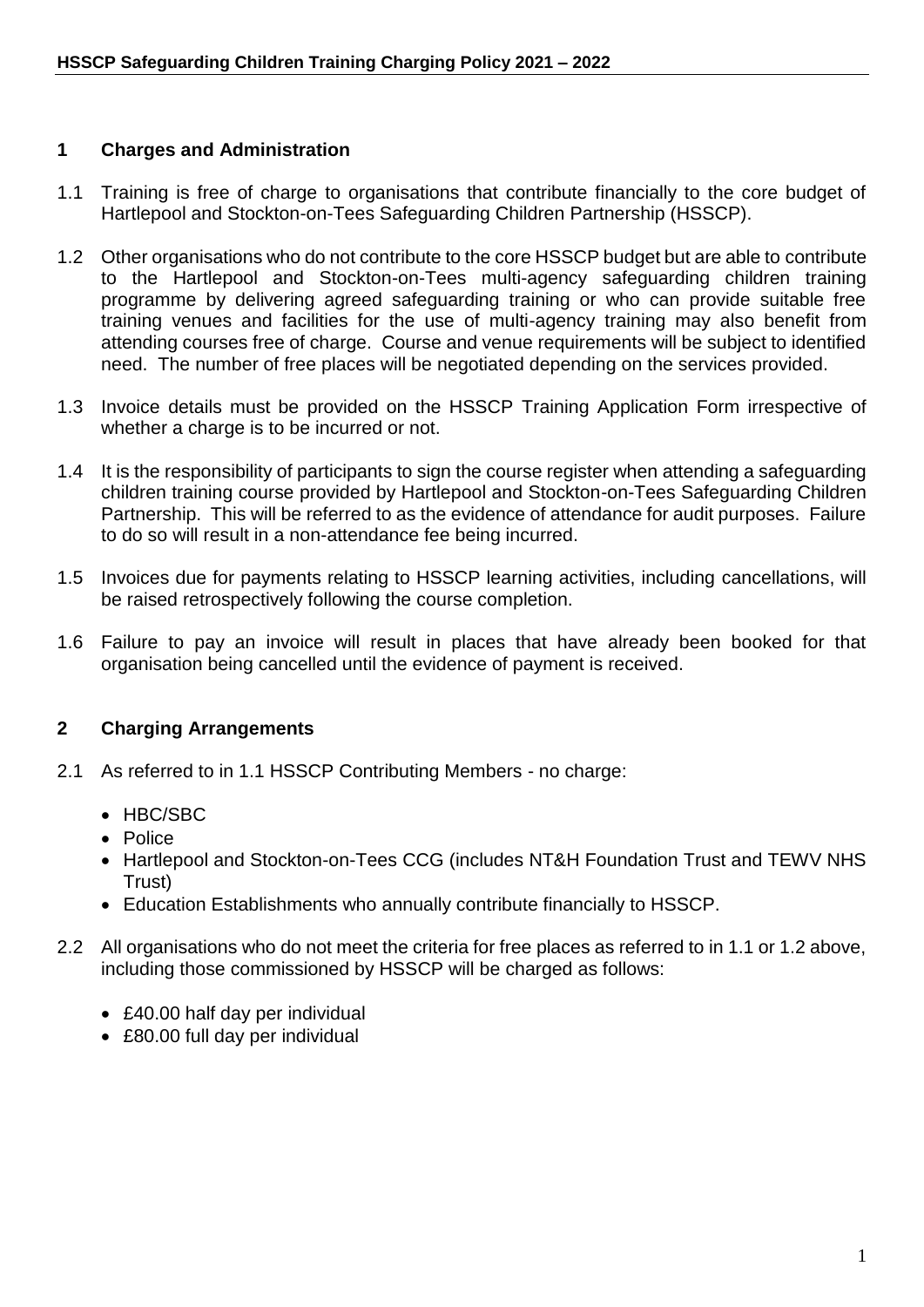## 1 Charges and Administration

1.1 Training is free of charge to organisations that contribute financially to the core budget of Hartlepool and Stockton-on-Tees Safeguarding Children Partnership (HSSCP).

1.2 Other organisations who do not contribute to the core HSSCP budget but are able to contribute to the Hartlepool and Stockton-on-Tees multi-agency safeguarding children training programme by delivering agreed safeguarding training or who can provide suitable free training venues and facilities for the use of multi-agency training may also benefit from attending courses free of charge. Course and venue requirements will be subject to identified need. The number of free places will be negotiated depending on the services provided.

1.3 Invoice details must be provided on the HSSCP Training Application Form irrespective of whether a charge is to be incurred or not.

1.4 It is the responsibility of participants to sign the course register when attending a safeguarding children training course provided by Hartlepool and Stockton-on-Tees Safeguarding Children Partnership. This will be referred to as the evidence of attendance for audit purposes. Failure to do so will result in a non-attendance fee being incurred.

1.5 Invoices due for payments relating to HSSCP learning activities, including cancellations, will be raised retrospectively following the course completion.

1.6 Failure to pay an invoice will result in places that have already been booked for that organisation being cancelled until the evidence of payment is received.

## 2 Charging Arrangements

2.1 As referred to in 1.1 HSSCP Contributing Members - no charge:

- HBC/SBC
- Police
- Hartlepool and Stockton-on-Tees CCG (includes NT&H Foundation Trust and TEWV NHS Trust)
- Education Establishments who annually contribute financially to HSSCP.

2.2 All organisations who do not meet the criteria for free places as referred to in 1.1 or 1.2 above, including those commissioned by HSSCP will be charged as follows:

- £40.00 half day per individual
- £80.00 full day per individual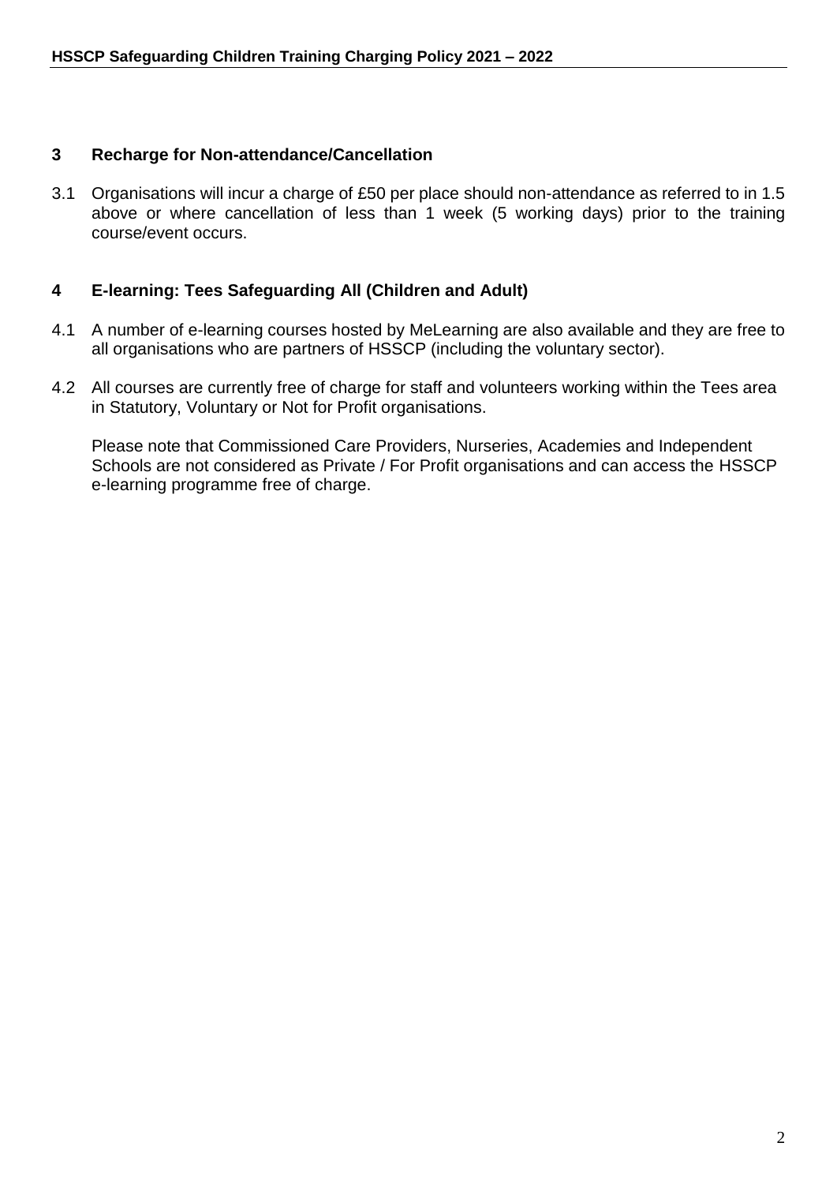## 3 Recharge for Non-attendance/Cancellation

3.1 Organisations will incur a charge of £50 per place should non-attendance as referred to in 1.5 above or where cancellation of less than 1 week (5 working days) prior to the training course/event occurs.

## 4 E-learning: Tees Safeguarding All (Children and Adult)

4.1 A number of e-learning courses hosted by MeLearning are also available and they are free to all organisations who are partners of HSSCP (including the voluntary sector).

4.2 All courses are currently free of charge for staff and volunteers working within the Tees area in Statutory, Voluntary or Not for Profit organisations.

Please note that Commissioned Care Providers, Nurseries, Academies and Independent Schools are not considered as Private / For Profit organisations and can access the HSSCP e-learning programme free of charge.